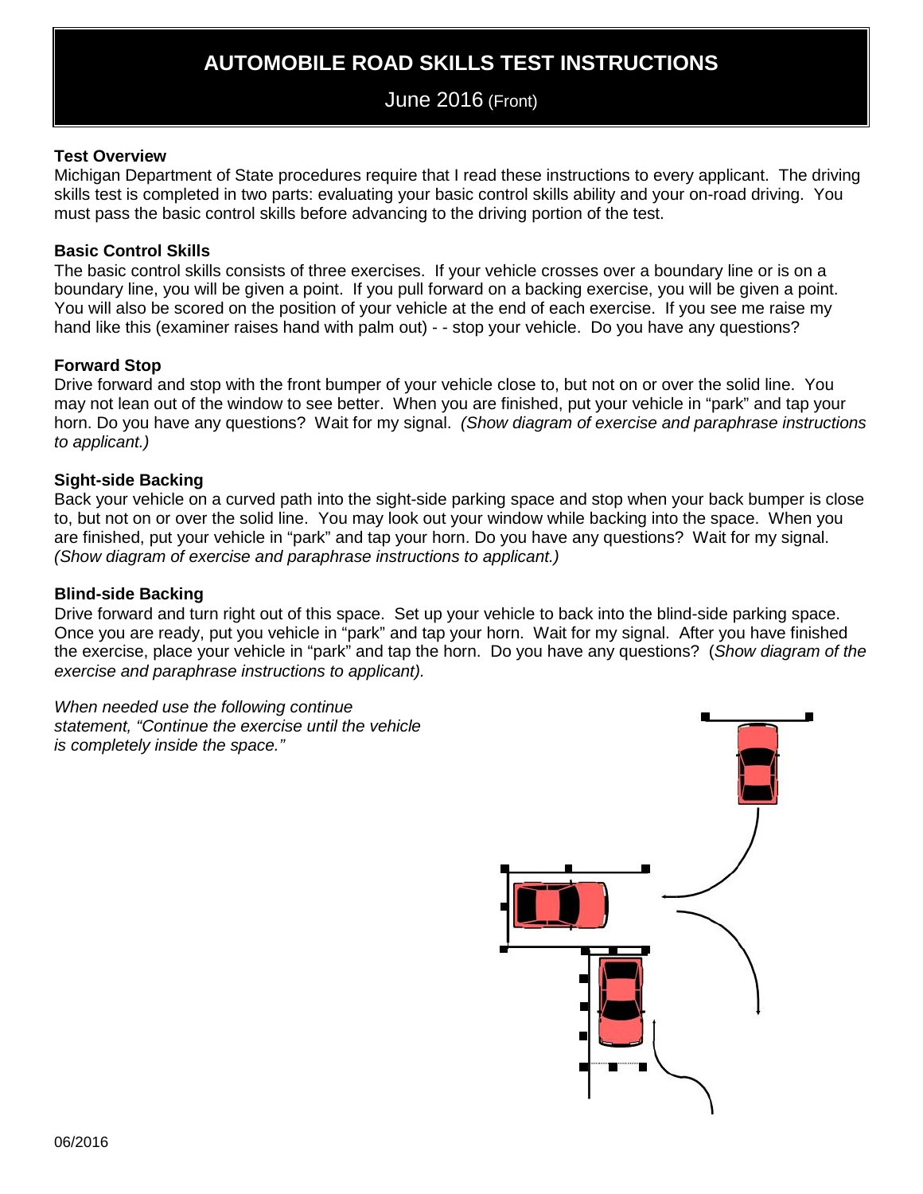# AUTOMOBILE ROAD SKILLS TEST INSTRUCTIONS

June 2016 (Front)

**Test Overview**

Michigan Department of State procedures require that I read these instructions to every applicant. The driving skills test is completed in two parts: evaluating your basic control skills ability and your on-road driving. You must pass the basic control skills before advancing to the driving portion of the test.

**Basic Control Skills**

The basic control skills consists of three exercises. If your vehicle crosses over a boundary line or is on a boundary line, you will be given a point. If you pull forward on a backing exercise, you will be given a point. You will also be scored on the position of your vehicle at the end of each exercise. If you see me raise my hand like this (examiner raises hand with palm out) - - stop your vehicle. Do you have any questions?

**Forward Stop**

Drive forward and stop with the front bumper of your vehicle close to, but not on or over the solid line. You may not lean out of the window to see better. When you are finished, put your vehicle in "park" and tap your horn. Do you have any questions? Wait for my signal. *(Show diagram of exercise and paraphrase instructions to applicant.)*

**Sight-side Backing**

Back your vehicle on a curved path into the sight-side parking space and stop when your back bumper is close to, but not on or over the solid line. You may look out your window while backing into the space. When you are finished, put your vehicle in "park" and tap your horn. Do you have any questions? Wait for my signal. *(Show diagram of exercise and paraphrase instructions to applicant.)*

**Blind-side Backing**

Drive forward and turn right out of this space. Set up your vehicle to back into the blind-side parking space. Once you are ready, put you vehicle in "park" and tap your horn. Wait for my signal. After you have finished the exercise, place your vehicle in "park" and tap the horn. Do you have any questions? (*Show diagram of the exercise and paraphrase instructions to applicant).*

*When needed use the following continue statement, "Continue the exercise until the vehicle is completely inside the space."*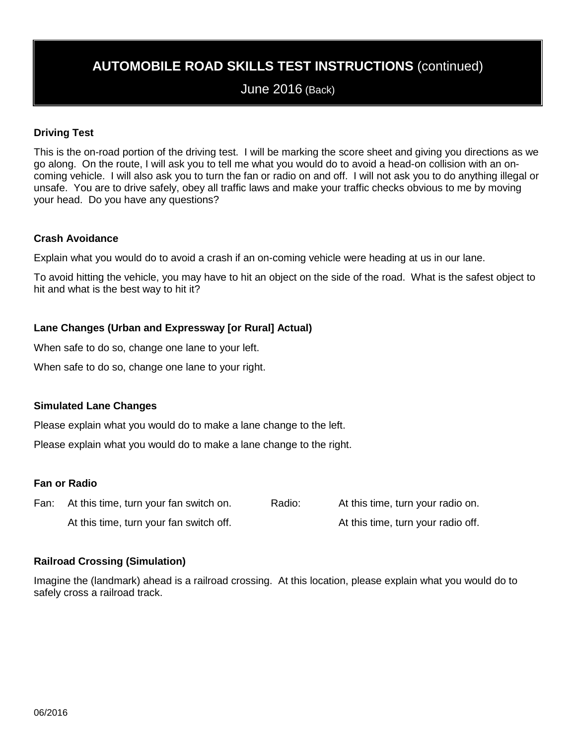# **AUTOMOBILE ROAD SKILLS TEST INSTRUCTIONS** (continued)

June 2016 (Back)

### Driving Test

This is the on-road portion of the driving test. I will be marking the score sheet and giving you directions as we go along. On the route, I will ask you to tell me what you would do to avoid a head-on collision with an on-coming vehicle. I will also ask you to turn the fan or radio on and off. I will not ask you to do anything illegal or unsafe. You are to drive safely, obey all traffic laws and make your traffic checks obvious to me by moving your head. Do you have any questions?

### Crash Avoidance

Explain what you would do to avoid a crash if an on-coming vehicle were heading at us in our lane.

To avoid hitting the vehicle, you may have to hit an object on the side of the road. What is the safest object to hit and what is the best way to hit it?

### Lane Changes (Urban and Expressway [or Rural] Actual)

When safe to do so, change one lane to your left.

When safe to do so, change one lane to your right.

### Simulated Lane Changes

Please explain what you would do to make a lane change to the left.

Please explain what you would do to make a lane change to the right.

### Fan or Radio

| | | | |
|---|---|---|---|
| Fan: | At this time, turn your fan switch on. | Radio: | At this time, turn your radio on. |
| | At this time, turn your fan switch off. | | At this time, turn your radio off. |

### Railroad Crossing (Simulation)

Imagine the (landmark) ahead is a railroad crossing. At this location, please explain what you would do to safely cross a railroad track.

06/2016